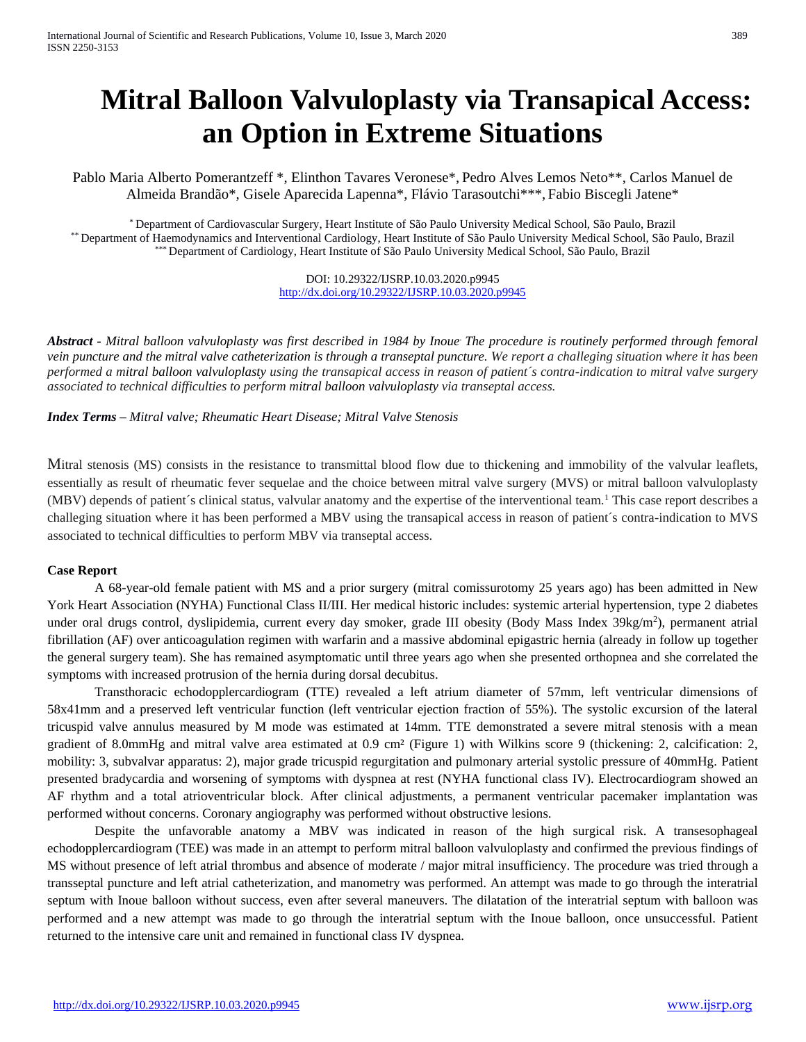# Mitral Balloon Valvuloplasty via Transapical Access: an Option in Extreme Situations

Pablo Maria Alberto Pomerantzeff *, Elinthon Tavares Veronese*, Pedro Alves Lemos Neto**, Carlos Manuel de Almeida Brandão*, Gisele Aparecida Lapenna*, Flávio Tarasoutchi***, Fabio Biscegli Jatene*

\* Department of Cardiovascular Surgery, Heart Institute of São Paulo University Medical School, São Paulo, Brazil
\** Department of Haemodynamics and Interventional Cardiology, Heart Institute of São Paulo University Medical School, São Paulo, Brazil
\*** Department of Cardiology, Heart Institute of São Paulo University Medical School, São Paulo, Brazil

DOI: 10.29322/IJSRP.10.03.2020.p9945
http://dx.doi.org/10.29322/IJSRP.10.03.2020.p9945

***Abstract*** *- Mitral balloon valvuloplasty was first described in 1984 by Inoue. The procedure is routinely performed through femoral vein puncture and the mitral valve catheterization is through a transeptal puncture. We report a challeging situation where it has been performed a mitral balloon valvuloplasty using the transapical access in reason of patient´s contra-indication to mitral valve surgery associated to technical difficulties to perform mitral balloon valvuloplasty via transeptal access.*

***Index Terms*** *– Mitral valve; Rheumatic Heart Disease; Mitral Valve Stenosis*

Mitral stenosis (MS) consists in the resistance to transmittal blood flow due to thickening and immobility of the valvular leaflets, essentially as result of rheumatic fever sequelae and the choice between mitral valve surgery (MVS) or mitral balloon valvuloplasty (MBV) depends of patient´s clinical status, valvular anatomy and the expertise of the interventional team.[1] This case report describes a challeging situation where it has been performed a MBV using the transapical access in reason of patient´s contra-indication to MVS associated to technical difficulties to perform MBV via transeptal access.

**Case Report**

A 68-year-old female patient with MS and a prior surgery (mitral comissurotomy 25 years ago) has been admitted in New York Heart Association (NYHA) Functional Class II/III. Her medical historic includes: systemic arterial hypertension, type 2 diabetes under oral drugs control, dyslipidemia, current every day smoker, grade III obesity (Body Mass Index 39kg/m$^2$), permanent atrial fibrillation (AF) over anticoagulation regimen with warfarin and a massive abdominal epigastric hernia (already in follow up together the general surgery team). She has remained asymptomatic until three years ago when she presented orthopnea and she correlated the symptoms with increased protrusion of the hernia during dorsal decubitus.

Transthoracic echodopplercardiogram (TTE) revealed a left atrium diameter of 57mm, left ventricular dimensions of 58x41mm and a preserved left ventricular function (left ventricular ejection fraction of 55%). The systolic excursion of the lateral tricuspid valve annulus measured by M mode was estimated at 14mm. TTE demonstrated a severe mitral stenosis with a mean gradient of 8.0mmHg and mitral valve area estimated at 0.9 cm² (Figure 1) with Wilkins score 9 (thickening: 2, calcification: 2, mobility: 3, subvalvar apparatus: 2), major grade tricuspid regurgitation and pulmonary arterial systolic pressure of 40mmHg. Patient presented bradycardia and worsening of symptoms with dyspnea at rest (NYHA functional class IV). Electrocardiogram showed an AF rhythm and a total atrioventricular block. After clinical adjustments, a permanent ventricular pacemaker implantation was performed without concerns. Coronary angiography was performed without obstructive lesions.

Despite the unfavorable anatomy a MBV was indicated in reason of the high surgical risk. A transesophageal echodopplercardiogram (TEE) was made in an attempt to perform mitral balloon valvuloplasty and confirmed the previous findings of MS without presence of left atrial thrombus and absence of moderate / major mitral insufficiency. The procedure was tried through a transseptal puncture and left atrial catheterization, and manometry was performed. An attempt was made to go through the interatrial septum with Inoue balloon without success, even after several maneuvers. The dilatation of the interatrial septum with balloon was performed and a new attempt was made to go through the interatrial septum with the Inoue balloon, once unsuccessful. Patient returned to the intensive care unit and remained in functional class IV dyspnea.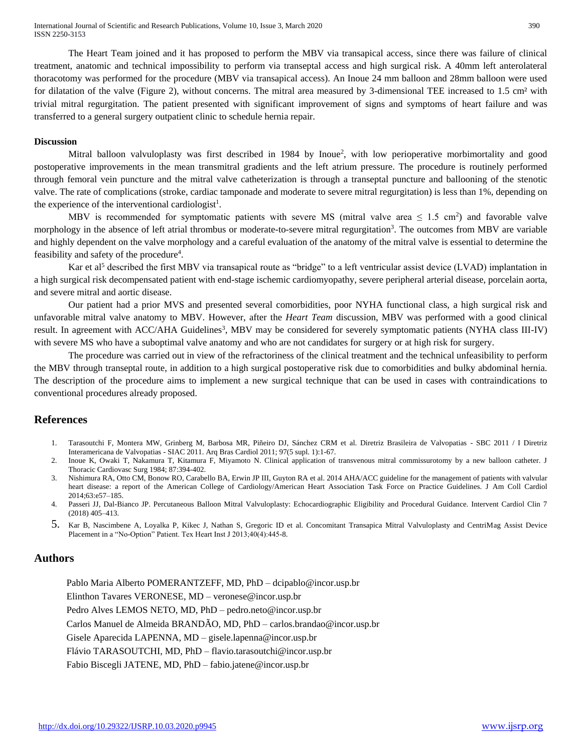The Heart Team joined and it has proposed to perform the MBV via transapical access, since there was failure of clinical treatment, anatomic and technical impossibility to perform via transeptal access and high surgical risk. A 40mm left anterolateral thoracotomy was performed for the procedure (MBV via transapical access). An Inoue 24 mm balloon and 28mm balloon were used for dilatation of the valve (Figure 2), without concerns. The mitral area measured by 3-dimensional TEE increased to 1.5 cm² with trivial mitral regurgitation. The patient presented with significant improvement of signs and symptoms of heart failure and was transferred to a general surgery outpatient clinic to schedule hernia repair.

**Discussion**

Mitral balloon valvuloplasty was first described in 1984 by Inoue[2], with low perioperative morbimortality and good postoperative improvements in the mean transmitral gradients and the left atrium pressure. The procedure is routinely performed through femoral vein puncture and the mitral valve catheterization is through a transeptal puncture and ballooning of the stenotic valve. The rate of complications (stroke, cardiac tamponade and moderate to severe mitral regurgitation) is less than 1%, depending on the experience of the interventional cardiologist[1].

MBV is recommended for symptomatic patients with severe MS (mitral valve area $\leq$ 1.5 $cm^2$) and favorable valve morphology in the absence of left atrial thrombus or moderate-to-severe mitral regurgitation[3]. The outcomes from MBV are variable and highly dependent on the valve morphology and a careful evaluation of the anatomy of the mitral valve is essential to determine the feasibility and safety of the procedure[4].

Kar et al[5] described the first MBV via transapical route as "bridge" to a left ventricular assist device (LVAD) implantation in a high surgical risk decompensated patient with end-stage ischemic cardiomyopathy, severe peripheral arterial disease, porcelain aorta, and severe mitral and aortic disease.

Our patient had a prior MVS and presented several comorbidities, poor NYHA functional class, a high surgical risk and unfavorable mitral valve anatomy to MBV. However, after the *Heart Team* discussion, MBV was performed with a good clinical result. In agreement with ACC/AHA Guidelines[3], MBV may be considered for severely symptomatic patients (NYHA class III-IV) with severe MS who have a suboptimal valve anatomy and who are not candidates for surgery or at high risk for surgery.

The procedure was carried out in view of the refractoriness of the clinical treatment and the technical unfeasibility to perform the MBV through transeptal route, in addition to a high surgical postoperative risk due to comorbidities and bulky abdominal hernia. The description of the procedure aims to implement a new surgical technique that can be used in cases with contraindications to conventional procedures already proposed.

## References

1. Tarasoutchi F, Montera MW, Grinberg M, Barbosa MR, Piñeiro DJ, Sánchez CRM et al. Diretriz Brasileira de Valvopatias - SBC 2011 / I Diretriz Interamericana de Valvopatias - SIAC 2011. Arq Bras Cardiol 2011; 97(5 supl. 1):1-67.
2. Inoue K, Owaki T, Nakamura T, Kitamura F, Miyamoto N. Clinical application of transvenous mitral commissurotomy by a new balloon catheter. J Thoracic Cardiovasc Surg 1984; 87:394-402.
3. Nishimura RA, Otto CM, Bonow RO, Carabello BA, Erwin JP III, Guyton RA et al. 2014 AHA/ACC guideline for the management of patients with valvular heart disease: a report of the American College of Cardiology/American Heart Association Task Force on Practice Guidelines. J Am Coll Cardiol 2014;63:e57–185.
4. Passeri JJ, Dal-Bianco JP. Percutaneous Balloon Mitral Valvuloplasty: Echocardiographic Eligibility and Procedural Guidance. Intervent Cardiol Clin 7 (2018) 405–413.
5. Kar B, Nascimbene A, Loyalka P, Kikec J, Nathan S, Gregoric ID et al. Concomitant Transapica Mitral Valvuloplasty and CentriMag Assist Device Placement in a "No-Option" Patient. Tex Heart Inst J 2013;40(4):445-8.

## Authors

Pablo Maria Alberto POMERANTZEFF, MD, PhD – dcipablo@incor.usp.br

Elinthon Tavares VERONESE, MD – veronese@incor.usp.br

Pedro Alves LEMOS NETO, MD, PhD – pedro.neto@incor.usp.br

Carlos Manuel de Almeida BRANDÃO, MD, PhD – carlos.brandao@incor.usp.br

Gisele Aparecida LAPENNA, MD – gisele.lapenna@incor.usp.br

Flávio TARASOUTCHI, MD, PhD – flavio.tarasoutchi@incor.usp.br

Fabio Biscegli JATENE, MD, PhD – fabio.jatene@incor.usp.br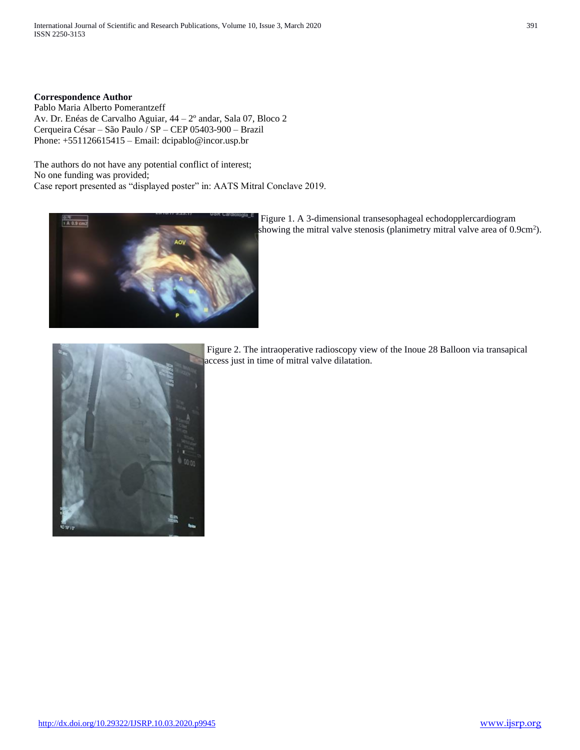**Correspondence Author**
Pablo Maria Alberto Pomerantzeff
Av. Dr. Enéas de Carvalho Aguiar, 44 – 2º andar, Sala 07, Bloco 2
Cerqueira César – São Paulo / SP – CEP 05403-900 – Brazil
Phone: +551126615415 – Email: dcipablo@incor.usp.br

The authors do not have any potential conflict of interest;
No one funding was provided;
Case report presented as "displayed poster" in: AATS Mitral Conclave 2019.

Figure 1. A 3-dimensional transesophageal echodopplercardiogram showing the mitral valve stenosis (planimetry mitral valve area of $0.9cm^2$).

Figure 2. The intraoperative radioscopy view of the Inoue 28 Balloon via transapical access just in time of mitral valve dilatation.